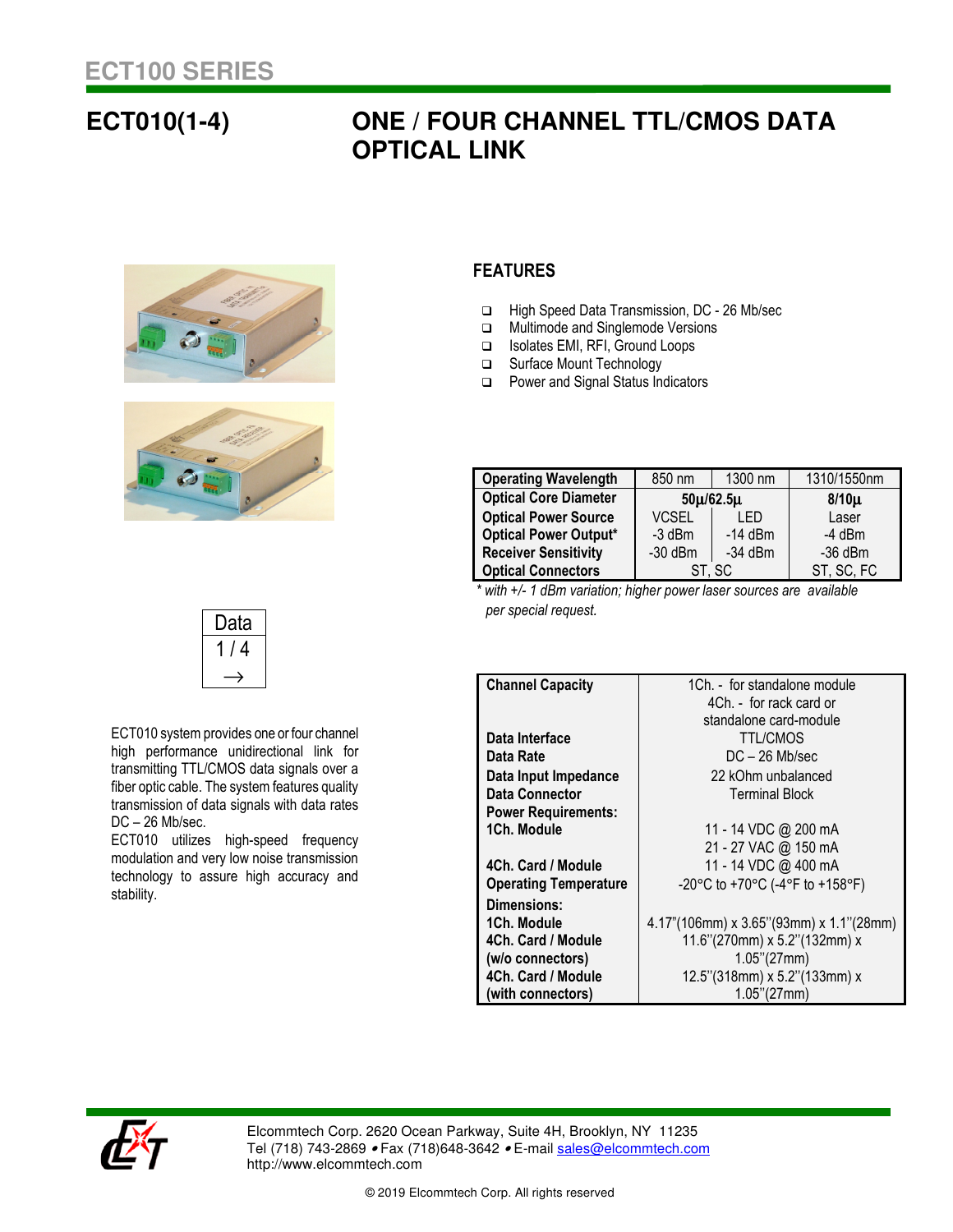# ECT100 SERIES

## ECT010(1-4) — ONE / FOUR CHANNEL TTL/CMOS DATA OPTICAL LINK

Data
1 / 4
→

ECT010 system provides one or four channel high performance unidirectional link for transmitting TTL/CMOS data signals over a fiber optic cable. The system features quality transmission of data signals with data rates DC – 26 Mb/sec.
ECT010 utilizes high-speed frequency modulation and very low noise transmission technology to assure high accuracy and stability.

### FEATURES

- High Speed Data Transmission, DC - 26 Mb/sec
- Multimode and Singlemode Versions
- Isolates EMI, RFI, Ground Loops
- Surface Mount Technology
- Power and Signal Status Indicators

| Operating Wavelength | 850 nm | 1300 nm | 1310/1550nm |
|---|---|---|---|
| Optical Core Diameter | 50µ/62.5µ | | 8/10µ |
| Optical Power Source | VCSEL | LED | Laser |
| Optical Power Output* | -3 dBm | -14 dBm | -4 dBm |
| Receiver Sensitivity | -30 dBm | -34 dBm | -36 dBm |
| Optical Connectors | ST, SC | | ST, SC, FC |

*\* with +/- 1 dBm variation; higher power laser sources are available per special request.*

| | |
|---|---|
| **Channel Capacity** | 1Ch. - for standalone module<br>4Ch. - for rack card or standalone card-module |
| **Data Interface** | TTL/CMOS |
| **Data Rate** | DC – 26 Mb/sec |
| **Data Input Impedance** | 22 kOhm unbalanced |
| **Data Connector** | Terminal Block |
| **Power Requirements:** | |
| **1Ch. Module** | 11 - 14 VDC @ 200 mA<br>21 - 27 VAC @ 150 mA |
| **4Ch. Card / Module** | 11 - 14 VDC @ 400 mA |
| **Operating Temperature** | -20°C to +70°C (-4°F to +158°F) |
| **Dimensions:** | |
| **1Ch. Module** | 4.17"(106mm) x 3.65"(93mm) x 1.1"(28mm) |
| **4Ch. Card / Module (w/o connectors)** | 11.6"(270mm) x 5.2"(132mm) x 1.05"(27mm) |
| **4Ch. Card / Module (with connectors)** | 12.5"(318mm) x 5.2"(133mm) x 1.05"(27mm) |

Elcommtech Corp. 2620 Ocean Parkway, Suite 4H, Brooklyn, NY 11235
Tel (718) 743-2869 • Fax (718)648-3642 • E-mail sales@elcommtech.com
http://www.elcommtech.com

© 2019 Elcommtech Corp. All rights reserved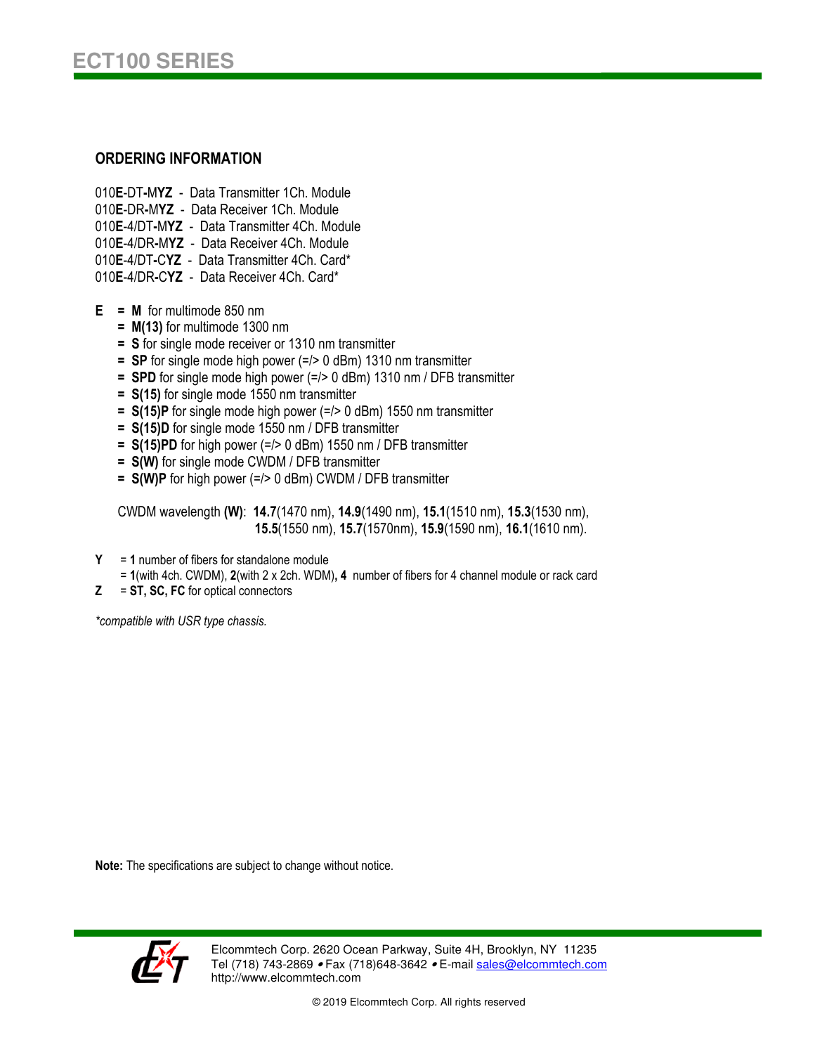## ORDERING INFORMATION

010**E**-DT-M**YZ** - Data Transmitter 1Ch. Module
010**E**-DR-M**YZ** - Data Receiver 1Ch. Module
010**E**-4/DT-M**YZ** - Data Transmitter 4Ch. Module
010**E**-4/DR-M**YZ** - Data Receiver 4Ch. Module
010**E**-4/DT-C**YZ** - Data Transmitter 4Ch. Card*
010**E**-4/DR-C**YZ** - Data Receiver 4Ch. Card*

**E** = **M** for multimode 850 nm
= **M(13)** for multimode 1300 nm
= **S** for single mode receiver or 1310 nm transmitter
= **SP** for single mode high power (=/> 0 dBm) 1310 nm transmitter
= **SPD** for single mode high power (=/> 0 dBm) 1310 nm / DFB transmitter
= **S(15)** for single mode 1550 nm transmitter
= **S(15)P** for single mode high power (=/> 0 dBm) 1550 nm transmitter
= **S(15)D** for single mode 1550 nm / DFB transmitter
= **S(15)PD** for high power (=/> 0 dBm) 1550 nm / DFB transmitter
= **S(W)** for single mode CWDM / DFB transmitter
= **S(W)P** for high power (=/> 0 dBm) CWDM / DFB transmitter

CWDM wavelength **(W)**: **14.7**(1470 nm), **14.9**(1490 nm), **15.1**(1510 nm), **15.3**(1530 nm), **15.5**(1550 nm), **15.7**(1570nm), **15.9**(1590 nm), **16.1**(1610 nm).

**Y** = **1** number of fibers for standalone module
= **1**(with 4ch. CWDM), **2**(with 2 x 2ch. WDM)**, 4** number of fibers for 4 channel module or rack card

**Z** = **ST, SC, FC** for optical connectors

*\*compatible with USR type chassis.*

**Note:** The specifications are subject to change without notice.

Elcommtech Corp. 2620 Ocean Parkway, Suite 4H, Brooklyn, NY 11235
Tel (718) 743-2869 • Fax (718)648-3642 • E-mail sales@elcommtech.com
http://www.elcommtech.com

© 2019 Elcommtech Corp. All rights reserved